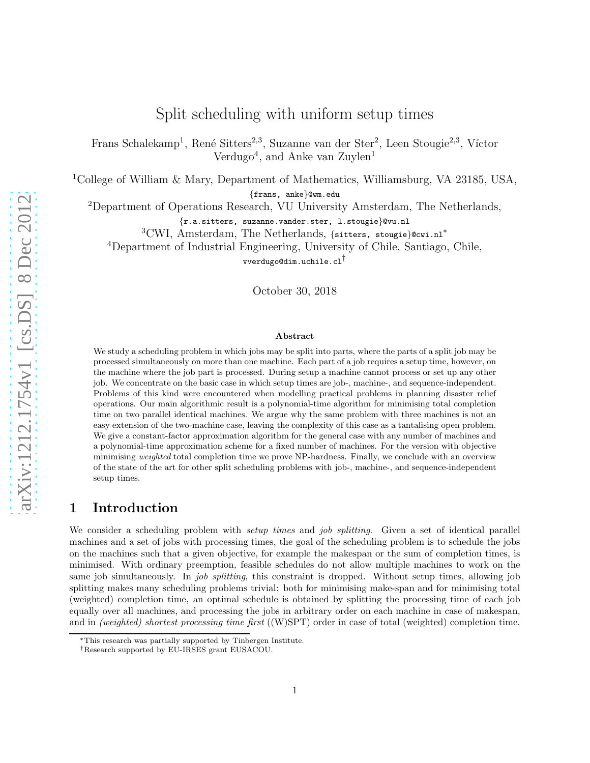# Split scheduling with uniform setup times

Frans Schalekamp[1], René Sitters[2,3], Suzanne van der Ster[2], Leen Stougie[2,3], Víctor Verdugo[4], and Anke van Zuylen[1]

[1]College of William & Mary, Department of Mathematics, Williamsburg, VA 23185, USA, {frans, anke}@wm.edu

[2]Department of Operations Research, VU University Amsterdam, The Netherlands, {r.a.sitters, suzanne.vander.ster, l.stougie}@vu.nl

[3]CWI, Amsterdam, The Netherlands, {sitters, stougie}@cwi.nl*

[4]Department of Industrial Engineering, University of Chile, Santiago, Chile, vverdugo@dim.uchile.cl†

October 30, 2018

### Abstract

We study a scheduling problem in which jobs may be split into parts, where the parts of a split job may be processed simultaneously on more than one machine. Each part of a job requires a setup time, however, on the machine where the job part is processed. During setup a machine cannot process or set up any other job. We concentrate on the basic case in which setup times are job-, machine-, and sequence-independent. Problems of this kind were encountered when modelling practical problems in planning disaster relief operations. Our main algorithmic result is a polynomial-time algorithm for minimising total completion time on two parallel identical machines. We argue why the same problem with three machines is not an easy extension of the two-machine case, leaving the complexity of this case as a tantalising open problem. We give a constant-factor approximation algorithm for the general case with any number of machines and a polynomial-time approximation scheme for a fixed number of machines. For the version with objective minimising *weighted* total completion time we prove NP-hardness. Finally, we conclude with an overview of the state of the art for other split scheduling problems with job-, machine-, and sequence-independent setup times.

## 1 Introduction

We consider a scheduling problem with *setup times* and *job splitting*. Given a set of identical parallel machines and a set of jobs with processing times, the goal of the scheduling problem is to schedule the jobs on the machines such that a given objective, for example the makespan or the sum of completion times, is minimised. With ordinary preemption, feasible schedules do not allow multiple machines to work on the same job simultaneously. In *job splitting*, this constraint is dropped. Without setup times, allowing job splitting makes many scheduling problems trivial: both for minimising make-span and for minimising total (weighted) completion time, an optimal schedule is obtained by splitting the processing time of each job equally over all machines, and processing the jobs in arbitrary order on each machine in case of makespan, and in *(weighted) shortest processing time first* ((W)SPT) order in case of total (weighted) completion time.

*This research was partially supported by Tinbergen Institute.

†Research supported by EU-IRSES grant EUSACOU.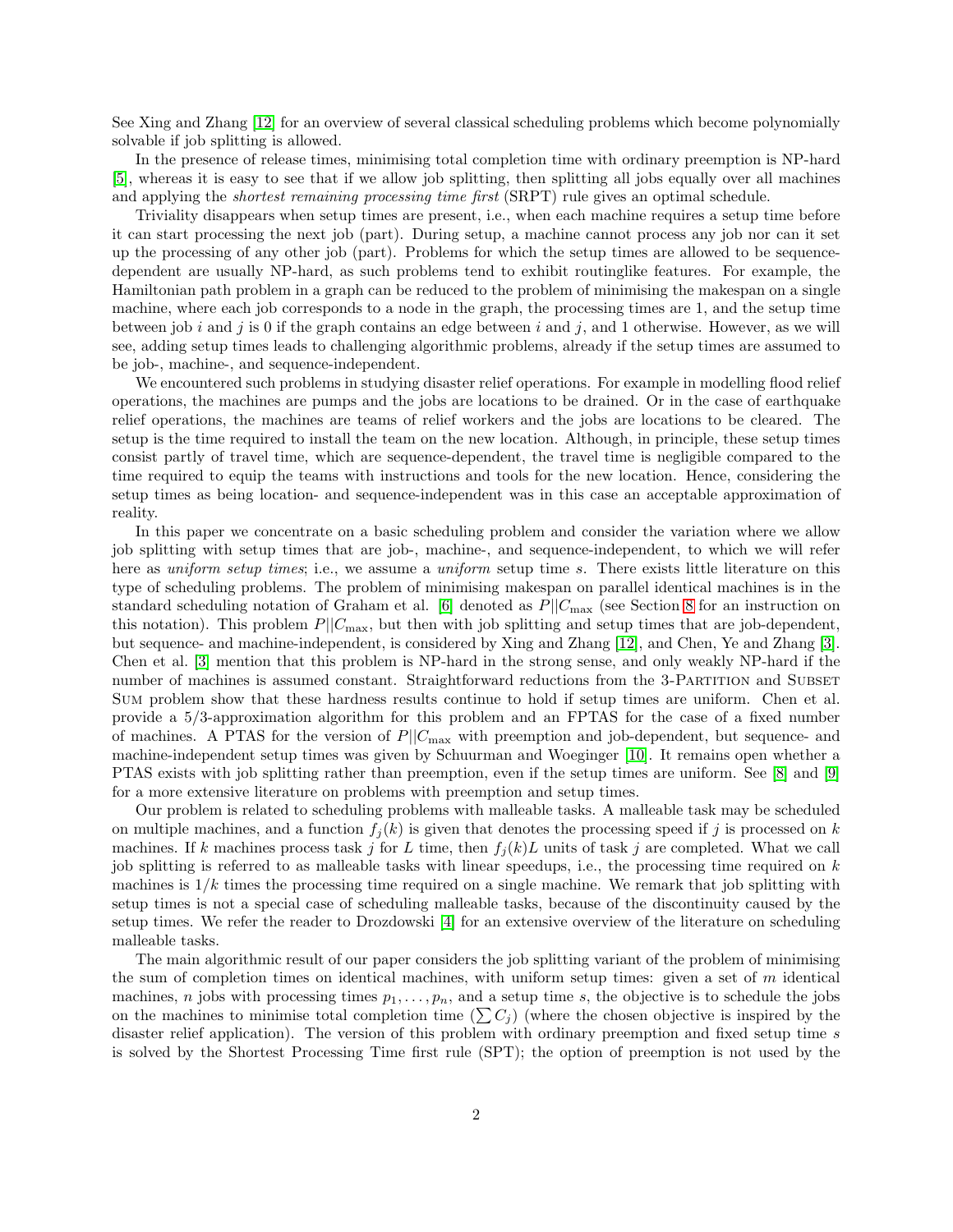See Xing and Zhang [12] for an overview of several classical scheduling problems which become polynomially solvable if job splitting is allowed.

In the presence of release times, minimising total completion time with ordinary preemption is NP-hard [5], whereas it is easy to see that if we allow job splitting, then splitting all jobs equally over all machines and applying the *shortest remaining processing time first* (SRPT) rule gives an optimal schedule.

Triviality disappears when setup times are present, i.e., when each machine requires a setup time before it can start processing the next job (part). During setup, a machine cannot process any job nor can it set up the processing of any other job (part). Problems for which the setup times are allowed to be sequence-dependent are usually NP-hard, as such problems tend to exhibit routinglike features. For example, the Hamiltonian path problem in a graph can be reduced to the problem of minimising the makespan on a single machine, where each job corresponds to a node in the graph, the processing times are 1, and the setup time between job $i$ and $j$ is 0 if the graph contains an edge between $i$ and $j$, and 1 otherwise. However, as we will see, adding setup times leads to challenging algorithmic problems, already if the setup times are assumed to be job-, machine-, and sequence-independent.

We encountered such problems in studying disaster relief operations. For example in modelling flood relief operations, the machines are pumps and the jobs are locations to be drained. Or in the case of earthquake relief operations, the machines are teams of relief workers and the jobs are locations to be cleared. The setup is the time required to install the team on the new location. Although, in principle, these setup times consist partly of travel time, which are sequence-dependent, the travel time is negligible compared to the time required to equip the teams with instructions and tools for the new location. Hence, considering the setup times as being location- and sequence-independent was in this case an acceptable approximation of reality.

In this paper we concentrate on a basic scheduling problem and consider the variation where we allow job splitting with setup times that are job-, machine-, and sequence-independent, to which we will refer here as *uniform setup times*; i.e., we assume a *uniform* setup time $s$. There exists little literature on this type of scheduling problems. The problem of minimising makespan on parallel identical machines is in the standard scheduling notation of Graham et al. [6] denoted as $P||C_{\max}$ (see Section 8 for an instruction on this notation). This problem $P||C_{\max}$, but then with job splitting and setup times that are job-dependent, but sequence- and machine-independent, is considered by Xing and Zhang [12], and Chen, Ye and Zhang [3]. Chen et al. [3] mention that this problem is NP-hard in the strong sense, and only weakly NP-hard if the number of machines is assumed constant. Straightforward reductions from the 3-Partition and Subset Sum problem show that these hardness results continue to hold if setup times are uniform. Chen et al. provide a 5/3-approximation algorithm for this problem and an FPTAS for the case of a fixed number of machines. A PTAS for the version of $P||C_{\max}$ with preemption and job-dependent, but sequence- and machine-independent setup times was given by Schuurman and Woeginger [10]. It remains open whether a PTAS exists with job splitting rather than preemption, even if the setup times are uniform. See [8] and [9] for a more extensive literature on problems with preemption and setup times.

Our problem is related to scheduling problems with malleable tasks. A malleable task may be scheduled on multiple machines, and a function $f_j(k)$ is given that denotes the processing speed if $j$ is processed on $k$ machines. If $k$ machines process task $j$ for $L$ time, then $f_j(k)L$ units of task $j$ are completed. What we call job splitting is referred to as malleable tasks with linear speedups, i.e., the processing time required on $k$ machines is $1/k$ times the processing time required on a single machine. We remark that job splitting with setup times is not a special case of scheduling malleable tasks, because of the discontinuity caused by the setup times. We refer the reader to Drozdowski [4] for an extensive overview of the literature on scheduling malleable tasks.

The main algorithmic result of our paper considers the job splitting variant of the problem of minimising the sum of completion times on identical machines, with uniform setup times: given a set of $m$ identical machines, $n$ jobs with processing times $p_1, \ldots, p_n$, and a setup time $s$, the objective is to schedule the jobs on the machines to minimise total completion time ($\sum C_j$) (where the chosen objective is inspired by the disaster relief application). The version of this problem with ordinary preemption and fixed setup time $s$ is solved by the Shortest Processing Time first rule (SPT); the option of preemption is not used by the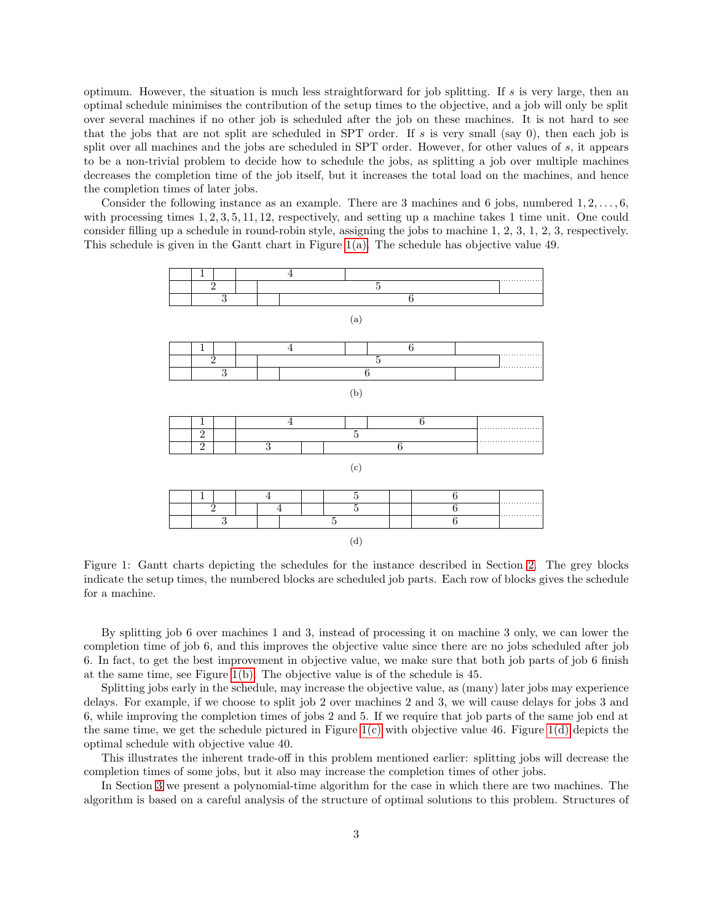optimum. However, the situation is much less straightforward for job splitting. If $s$ is very large, then an optimal schedule minimises the contribution of the setup times to the objective, and a job will only be split over several machines if no other job is scheduled after the job on these machines. It is not hard to see that the jobs that are not split are scheduled in SPT order. If $s$ is very small (say 0), then each job is split over all machines and the jobs are scheduled in SPT order. However, for other values of $s$, it appears to be a non-trivial problem to decide how to schedule the jobs, as splitting a job over multiple machines decreases the completion time of the job itself, but it increases the total load on the machines, and hence the completion times of later jobs.

Consider the following instance as an example. There are 3 machines and 6 jobs, numbered $1, 2, \ldots, 6$, with processing times $1, 2, 3, 5, 11, 12$, respectively, and setting up a machine takes 1 time unit. One could consider filling up a schedule in round-robin style, assigning the jobs to machine 1, 2, 3, 1, 2, 3, respectively. This schedule is given in the Gantt chart in Figure 1(a). The schedule has objective value 49.

(a)

(b)

(c)

(d)

Figure 1: Gantt charts depicting the schedules for the instance described in Section 2. The grey blocks indicate the setup times, the numbered blocks are scheduled job parts. Each row of blocks gives the schedule for a machine.

By splitting job 6 over machines 1 and 3, instead of processing it on machine 3 only, we can lower the completion time of job 6, and this improves the objective value since there are no jobs scheduled after job 6. In fact, to get the best improvement in objective value, we make sure that both job parts of job 6 finish at the same time, see Figure 1(b). The objective value is of the schedule is 45.

Splitting jobs early in the schedule, may increase the objective value, as (many) later jobs may experience delays. For example, if we choose to split job 2 over machines 2 and 3, we will cause delays for jobs 3 and 6, while improving the completion times of jobs 2 and 5. If we require that job parts of the same job end at the same time, we get the schedule pictured in Figure 1(c) with objective value 46. Figure 1(d) depicts the optimal schedule with objective value 40.

This illustrates the inherent trade-off in this problem mentioned earlier: splitting jobs will decrease the completion times of some jobs, but it also may increase the completion times of other jobs.

In Section 3 we present a polynomial-time algorithm for the case in which there are two machines. The algorithm is based on a careful analysis of the structure of optimal solutions to this problem. Structures of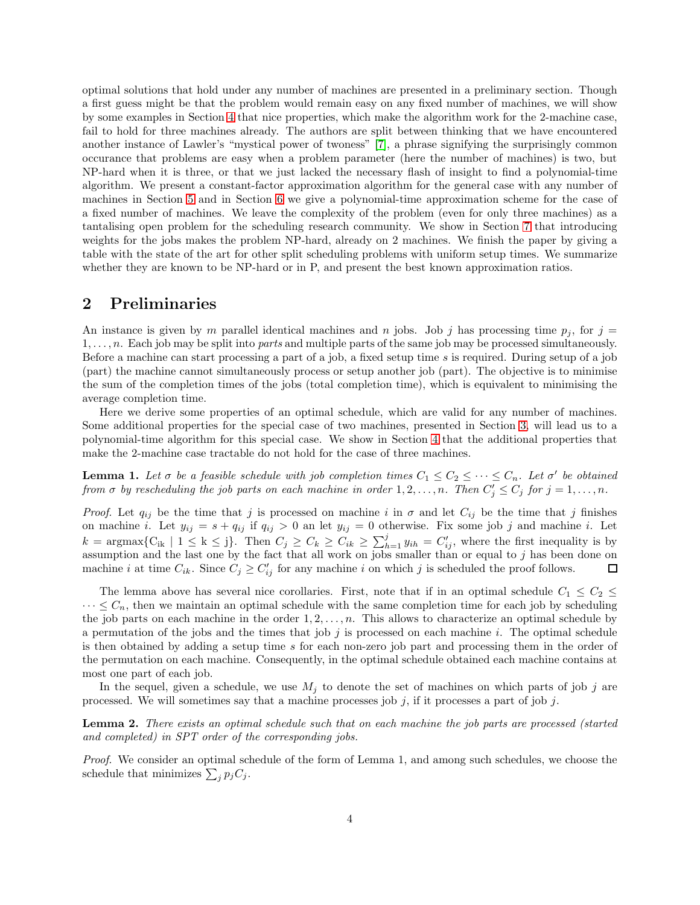optimal solutions that hold under any number of machines are presented in a preliminary section. Though a first guess might be that the problem would remain easy on any fixed number of machines, we will show by some examples in Section 4 that nice properties, which make the algorithm work for the 2-machine case, fail to hold for three machines already. The authors are split between thinking that we have encountered another instance of Lawler's "mystical power of twoness" [7], a phrase signifying the surprisingly common occurance that problems are easy when a problem parameter (here the number of machines) is two, but NP-hard when it is three, or that we just lacked the necessary flash of insight to find a polynomial-time algorithm. We present a constant-factor approximation algorithm for the general case with any number of machines in Section 5 and in Section 6 we give a polynomial-time approximation scheme for the case of a fixed number of machines. We leave the complexity of the problem (even for only three machines) as a tantalising open problem for the scheduling research community. We show in Section 7 that introducing weights for the jobs makes the problem NP-hard, already on 2 machines. We finish the paper by giving a table with the state of the art for other split scheduling problems with uniform setup times. We summarize whether they are known to be NP-hard or in P, and present the best known approximation ratios.

## 2 Preliminaries

An instance is given by $m$ parallel identical machines and $n$ jobs. Job $j$ has processing time $p_j$, for $j = 1, \dots, n$. Each job may be split into *parts* and multiple parts of the same job may be processed simultaneously. Before a machine can start processing a part of a job, a fixed setup time $s$ is required. During setup of a job (part) the machine cannot simultaneously process or setup another job (part). The objective is to minimise the sum of the completion times of the jobs (total completion time), which is equivalent to minimising the average completion time.

Here we derive some properties of an optimal schedule, which are valid for any number of machines. Some additional properties for the special case of two machines, presented in Section 3, will lead us to a polynomial-time algorithm for this special case. We show in Section 4 that the additional properties that make the 2-machine case tractable do not hold for the case of three machines.

**Lemma 1.** *Let $\sigma$ be a feasible schedule with job completion times $C_1 \leq C_2 \leq \cdots \leq C_n$. Let $\sigma'$ be obtained from $\sigma$ by rescheduling the job parts on each machine in order $1, 2, \dots, n$. Then $C'_j \leq C_j$ for $j = 1, \dots, n$.*

*Proof.* Let $q_{ij}$ be the time that $j$ is processed on machine $i$ in $\sigma$ and let $C_{ij}$ be the time that $j$ finishes on machine $i$. Let $y_{ij} = s + q_{ij}$ if $q_{ij} > 0$ an let $y_{ij} = 0$ otherwise. Fix some job $j$ and machine $i$. Let $k = \mathrm{argmax}\{\mathrm{C_{ik}} \mid 1 \leq \mathrm{k} \leq \mathrm{j}\}$. Then $C_j \geq C_k \geq C_{ik} \geq \sum_{h=1}^{j} y_{ih} = C'_{ij}$, where the first inequality is by assumption and the last one by the fact that all work on jobs smaller than or equal to $j$ has been done on machine $i$ at time $C_{ik}$. Since $C_j \geq C'_{ij}$ for any machine $i$ on which $j$ is scheduled the proof follows. ◻

The lemma above has several nice corollaries. First, note that if in an optimal schedule $C_1 \leq C_2 \leq \cdots \leq C_n$, then we maintain an optimal schedule with the same completion time for each job by scheduling the job parts on each machine in the order $1, 2, \dots, n$. This allows to characterize an optimal schedule by a permutation of the jobs and the times that job $j$ is processed on each machine $i$. The optimal schedule is then obtained by adding a setup time $s$ for each non-zero job part and processing them in the order of the permutation on each machine. Consequently, in the optimal schedule obtained each machine contains at most one part of each job.

In the sequel, given a schedule, we use $M_j$ to denote the set of machines on which parts of job $j$ are processed. We will sometimes say that a machine processes job $j$, if it processes a part of job $j$.

**Lemma 2.** *There exists an optimal schedule such that on each machine the job parts are processed (started and completed) in SPT order of the corresponding jobs.*

*Proof.* We consider an optimal schedule of the form of Lemma 1, and among such schedules, we choose the schedule that minimizes $\sum_j p_j C_j$.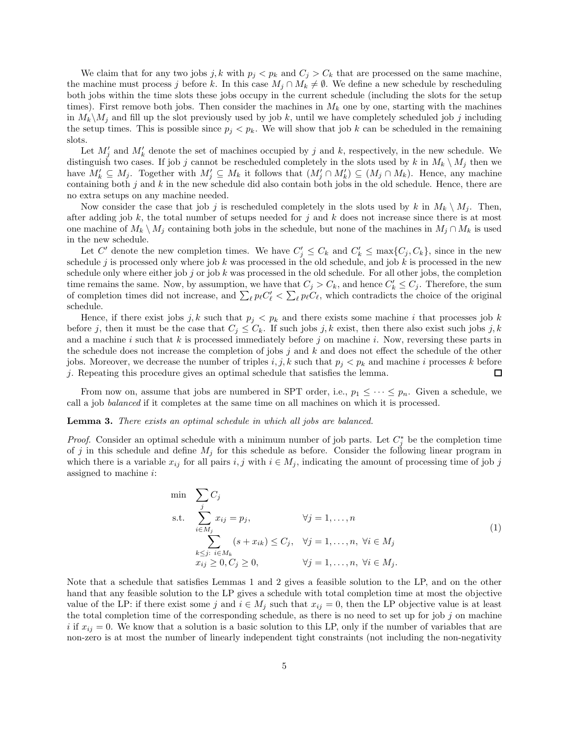We claim that for any two jobs $j, k$ with $p_j < p_k$ and $C_j > C_k$ that are processed on the same machine, the machine must process $j$ before $k$. In this case $M_j \cap M_k \neq \emptyset$. We define a new schedule by rescheduling both jobs within the time slots these jobs occupy in the current schedule (including the slots for the setup times). First remove both jobs. Then consider the machines in $M_k$ one by one, starting with the machines in $M_k \backslash M_j$ and fill up the slot previously used by job $k$, until we have completely scheduled job $j$ including the setup times. This is possible since $p_j < p_k$. We will show that job $k$ can be scheduled in the remaining slots.

Let $M_j'$ and $M_k'$ denote the set of machines occupied by $j$ and $k$, respectively, in the new schedule. We distinguish two cases. If job $j$ cannot be rescheduled completely in the slots used by $k$ in $M_k \setminus M_j$ then we have $M_k' \subseteq M_j$. Together with $M_j' \subseteq M_k$ it follows that $(M_j' \cap M_k') \subseteq (M_j \cap M_k)$. Hence, any machine containing both $j$ and $k$ in the new schedule did also contain both jobs in the old schedule. Hence, there are no extra setups on any machine needed.

Now consider the case that job $j$ is rescheduled completely in the slots used by $k$ in $M_k \setminus M_j$. Then, after adding job $k$, the total number of setups needed for $j$ and $k$ does not increase since there is at most one machine of $M_k \setminus M_j$ containing both jobs in the schedule, but none of the machines in $M_j \cap M_k$ is used in the new schedule.

Let $C'$ denote the new completion times. We have $C_j' \leq C_k$ and $C_k' \leq \max\{C_j, C_k\}$, since in the new schedule $j$ is processed only where job $k$ was processed in the old schedule, and job $k$ is processed in the new schedule only where either job $j$ or job $k$ was processed in the old schedule. For all other jobs, the completion time remains the same. Now, by assumption, we have that $C_j > C_k$, and hence $C_k' \leq C_j$. Therefore, the sum of completion times did not increase, and $\sum_\ell p_\ell C_\ell' < \sum_\ell p_\ell C_\ell$, which contradicts the choice of the original schedule.

Hence, if there exist jobs $j, k$ such that $p_j < p_k$ and there exists some machine $i$ that processes job $k$ before $j$, then it must be the case that $C_j \leq C_k$. If such jobs $j, k$ exist, then there also exist such jobs $j, k$ and a machine $i$ such that $k$ is processed immediately before $j$ on machine $i$. Now, reversing these parts in the schedule does not increase the completion of jobs $j$ and $k$ and does not effect the schedule of the other jobs. Moreover, we decrease the number of triples $i, j, k$ such that $p_j < p_k$ and machine $i$ processes $k$ before $j$. Repeating this procedure gives an optimal schedule that satisfies the lemma. □

From now on, assume that jobs are numbered in SPT order, i.e., $p_1 \leq \cdots \leq p_n$. Given a schedule, we call a job *balanced* if it completes at the same time on all machines on which it is processed.

**Lemma 3.** *There exists an optimal schedule in which all jobs are balanced.*

*Proof.* Consider an optimal schedule with a minimum number of job parts. Let $C_j^*$ be the completion time of $j$ in this schedule and define $M_j$ for this schedule as before. Consider the following linear program in which there is a variable $x_{ij}$ for all pairs $i, j$ with $i \in M_j$, indicating the amount of processing time of job $j$ assigned to machine $i$:

$$
\begin{aligned}
\min \quad & \sum_j C_j \\
\text{s.t.} \quad & \sum_{i \in M_j} x_{ij} = p_j, && \forall j = 1, \ldots, n \\
& \sum_{k \leq j:\ i \in M_k} (s + x_{ik}) \leq C_j, && \forall j = 1, \ldots, n,\ \forall i \in M_j \\
& x_{ij} \geq 0, C_j \geq 0, && \forall j = 1, \ldots, n,\ \forall i \in M_j.
\end{aligned}
\tag{1}
$$

Note that a schedule that satisfies Lemmas 1 and 2 gives a feasible solution to the LP, and on the other hand that any feasible solution to the LP gives a schedule with total completion time at most the objective value of the LP: if there exist some $j$ and $i \in M_j$ such that $x_{ij} = 0$, then the LP objective value is at least the total completion time of the corresponding schedule, as there is no need to set up for job $j$ on machine $i$ if $x_{ij} = 0$. We know that a solution is a basic solution to this LP, only if the number of variables that are non-zero is at most the number of linearly independent tight constraints (not including the non-negativity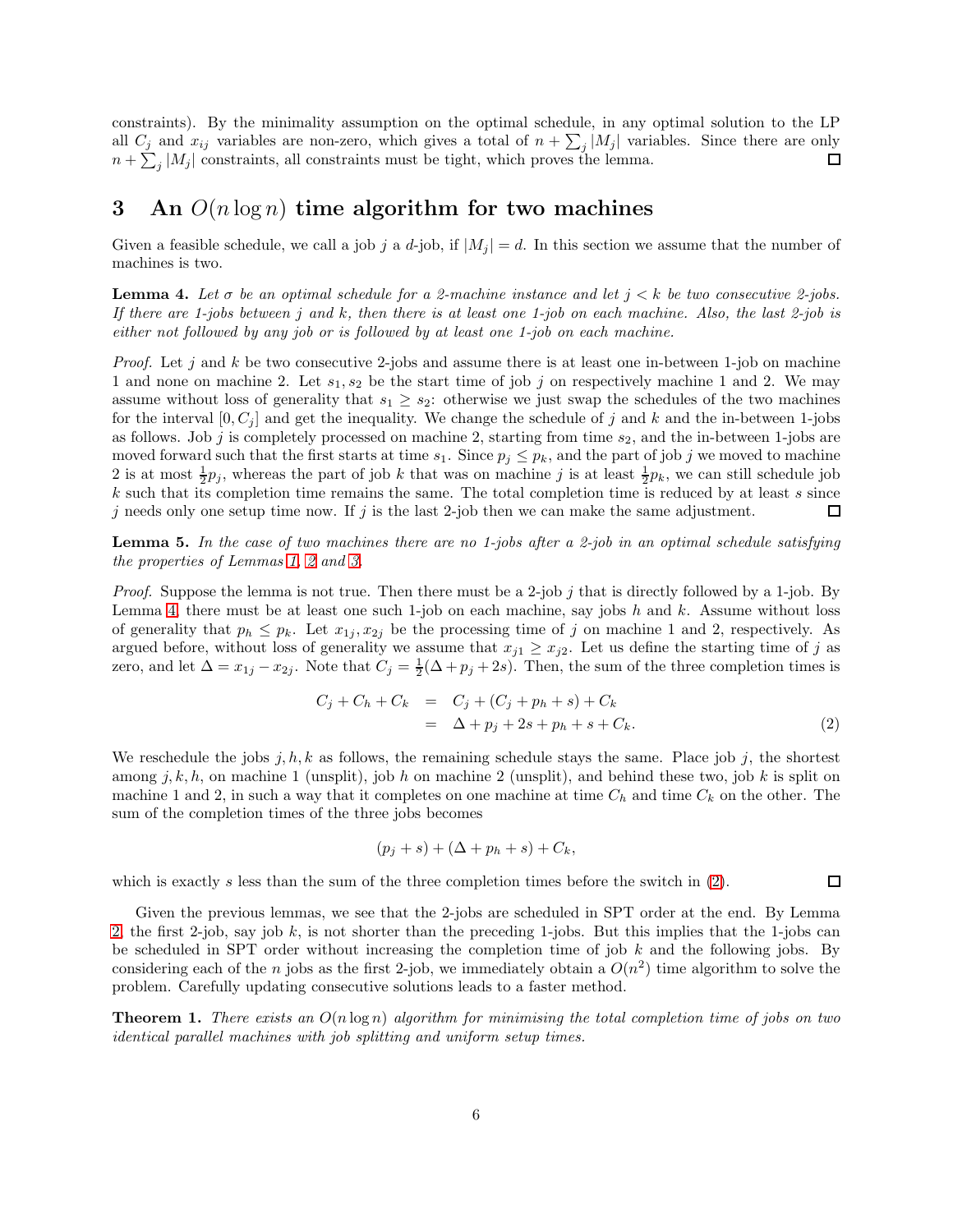constraints). By the minimality assumption on the optimal schedule, in any optimal solution to the LP all $C_j$ and $x_{ij}$ variables are non-zero, which gives a total of $n + \sum_j |M_j|$ variables. Since there are only $n + \sum_j |M_j|$ constraints, all constraints must be tight, which proves the lemma. □

## 3 An $O(n \log n)$ time algorithm for two machines

Given a feasible schedule, we call a job $j$ a $d$-job, if $|M_j| = d$. In this section we assume that the number of machines is two.

**Lemma 4.** *Let $\sigma$ be an optimal schedule for a 2-machine instance and let $j < k$ be two consecutive 2-jobs. If there are 1-jobs between $j$ and $k$, then there is at least one 1-job on each machine. Also, the last 2-job is either not followed by any job or is followed by at least one 1-job on each machine.*

*Proof.* Let $j$ and $k$ be two consecutive 2-jobs and assume there is at least one in-between 1-job on machine 1 and none on machine 2. Let $s_1, s_2$ be the start time of job $j$ on respectively machine 1 and 2. We may assume without loss of generality that $s_1 \geq s_2$: otherwise we just swap the schedules of the two machines for the interval $[0, C_j]$ and get the inequality. We change the schedule of $j$ and $k$ and the in-between 1-jobs as follows. Job $j$ is completely processed on machine 2, starting from time $s_2$, and the in-between 1-jobs are moved forward such that the first starts at time $s_1$. Since $p_j \leq p_k$, and the part of job $j$ we moved to machine 2 is at most $\frac{1}{2}p_j$, whereas the part of job $k$ that was on machine $j$ is at least $\frac{1}{2}p_k$, we can still schedule job $k$ such that its completion time remains the same. The total completion time is reduced by at least $s$ since $j$ needs only one setup time now. If $j$ is the last 2-job then we can make the same adjustment. □

**Lemma 5.** *In the case of two machines there are no 1-jobs after a 2-job in an optimal schedule satisfying the properties of Lemmas 1, 2 and 3.*

*Proof.* Suppose the lemma is not true. Then there must be a 2-job $j$ that is directly followed by a 1-job. By Lemma 4, there must be at least one such 1-job on each machine, say jobs $h$ and $k$. Assume without loss of generality that $p_h \leq p_k$. Let $x_{1j}, x_{2j}$ be the processing time of $j$ on machine 1 and 2, respectively. As argued before, without loss of generality we assume that $x_{j1} \geq x_{j2}$. Let us define the starting time of $j$ as zero, and let $\Delta = x_{1j} - x_{2j}$. Note that $C_j = \frac{1}{2}(\Delta + p_j + 2s)$. Then, the sum of the three completion times is

$$\begin{aligned} C_j + C_h + C_k &= C_j + (C_j + p_h + s) + C_k \\ &= \Delta + p_j + 2s + p_h + s + C_k. \end{aligned} \tag{2}$$

We reschedule the jobs $j, h, k$ as follows, the remaining schedule stays the same. Place job $j$, the shortest among $j, k, h$, on machine 1 (unsplit), job $h$ on machine 2 (unsplit), and behind these two, job $k$ is split on machine 1 and 2, in such a way that it completes on one machine at time $C_h$ and time $C_k$ on the other. The sum of the completion times of the three jobs becomes

$$(p_j + s) + (\Delta + p_h + s) + C_k,$$

which is exactly $s$ less than the sum of the three completion times before the switch in (2). □

Given the previous lemmas, we see that the 2-jobs are scheduled in SPT order at the end. By Lemma 2, the first 2-job, say job $k$, is not shorter than the preceding 1-jobs. But this implies that the 1-jobs can be scheduled in SPT order without increasing the completion time of job $k$ and the following jobs. By considering each of the $n$ jobs as the first 2-job, we immediately obtain a $O(n^2)$ time algorithm to solve the problem. Carefully updating consecutive solutions leads to a faster method.

**Theorem 1.** *There exists an $O(n \log n)$ algorithm for minimising the total completion time of jobs on two identical parallel machines with job splitting and uniform setup times.*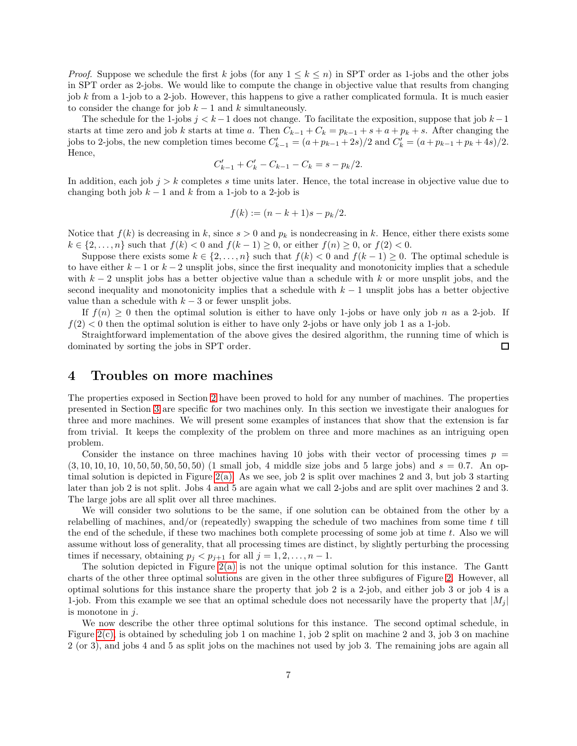*Proof.* Suppose we schedule the first $k$ jobs (for any $1 \leq k \leq n$) in SPT order as 1-jobs and the other jobs in SPT order as 2-jobs. We would like to compute the change in objective value that results from changing job $k$ from a 1-job to a 2-job. However, this happens to give a rather complicated formula. It is much easier to consider the change for job $k-1$ and $k$ simultaneously.

The schedule for the 1-jobs $j < k-1$ does not change. To facilitate the exposition, suppose that job $k-1$ starts at time zero and job $k$ starts at time $a$. Then $C_{k-1} + C_k = p_{k-1} + s + a + p_k + s$. After changing the jobs to 2-jobs, the new completion times become $C'_{k-1} = (a + p_{k-1} + 2s)/2$ and $C'_k = (a + p_{k-1} + p_k + 4s)/2$. Hence,

$$C'_{k-1} + C'_k - C_{k-1} - C_k = s - p_k/2.$$

In addition, each job $j > k$ completes $s$ time units later. Hence, the total increase in objective value due to changing both job $k-1$ and $k$ from a 1-job to a 2-job is

$$f(k) := (n - k + 1)s - p_k/2.$$

Notice that $f(k)$ is decreasing in $k$, since $s > 0$ and $p_k$ is nondecreasing in $k$. Hence, either there exists some $k \in \{2, \ldots, n\}$ such that $f(k) < 0$ and $f(k-1) \geq 0$, or either $f(n) \geq 0$, or $f(2) < 0$.

Suppose there exists some $k \in \{2, \ldots, n\}$ such that $f(k) < 0$ and $f(k-1) \geq 0$. The optimal schedule is to have either $k-1$ or $k-2$ unsplit jobs, since the first inequality and monotonicity implies that a schedule with $k-2$ unsplit jobs has a better objective value than a schedule with $k$ or more unsplit jobs, and the second inequality and monotonicity implies that a schedule with $k-1$ unsplit jobs has a better objective value than a schedule with $k-3$ or fewer unsplit jobs.

If $f(n) \geq 0$ then the optimal solution is either to have only 1-jobs or have only job $n$ as a 2-job. If $f(2) < 0$ then the optimal solution is either to have only 2-jobs or have only job 1 as a 1-job.

Straightforward implementation of the above gives the desired algorithm, the running time of which is dominated by sorting the jobs in SPT order. □

# 4 Troubles on more machines

The properties exposed in Section 2 have been proved to hold for any number of machines. The properties presented in Section 3 are specific for two machines only. In this section we investigate their analogues for three and more machines. We will present some examples of instances that show that the extension is far from trivial. It keeps the complexity of the problem on three and more machines as an intriguing open problem.

Consider the instance on three machines having 10 jobs with their vector of processing times $p = (3, 10, 10, 10, 10, 50, 50, 50, 50, 50)$ (1 small job, 4 middle size jobs and 5 large jobs) and $s = 0.7$. An optimal solution is depicted in Figure 2(a). As we see, job 2 is split over machines 2 and 3, but job 3 starting later than job 2 is not split. Jobs 4 and 5 are again what we call 2-jobs and are split over machines 2 and 3. The large jobs are all split over all three machines.

We will consider two solutions to be the same, if one solution can be obtained from the other by a relabelling of machines, and/or (repeatedly) swapping the schedule of two machines from some time $t$ till the end of the schedule, if these two machines both complete processing of some job at time $t$. Also we will assume without loss of generality, that all processing times are distinct, by slightly perturbing the processing times if necessary, obtaining $p_j < p_{j+1}$ for all $j = 1, 2, \ldots, n-1$.

The solution depicted in Figure 2(a) is not the unique optimal solution for this instance. The Gantt charts of the other three optimal solutions are given in the other three subfigures of Figure 2. However, all optimal solutions for this instance share the property that job 2 is a 2-job, and either job 3 or job 4 is a 1-job. From this example we see that an optimal schedule does not necessarily have the property that $|M_j|$ is monotone in $j$.

We now describe the other three optimal solutions for this instance. The second optimal schedule, in Figure 2(c), is obtained by scheduling job 1 on machine 1, job 2 split on machine 2 and 3, job 3 on machine 2 (or 3), and jobs 4 and 5 as split jobs on the machines not used by job 3. The remaining jobs are again all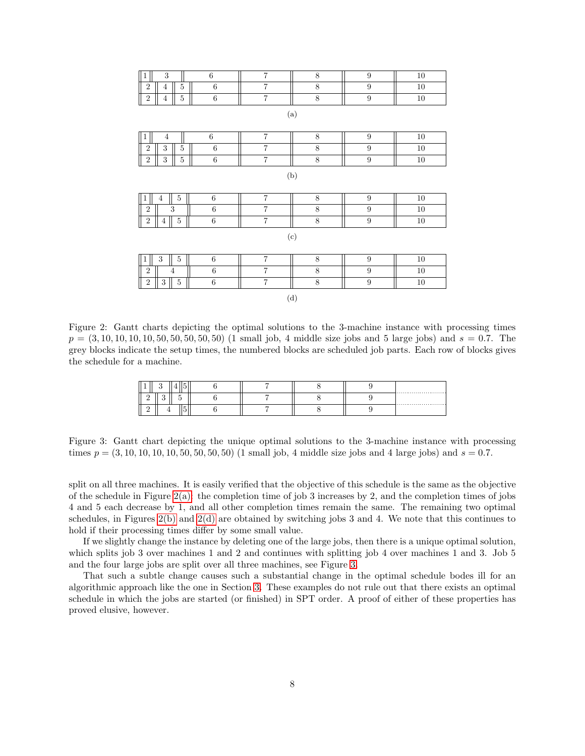| 1 | 3 | | 6 | 7 | 8 | 9 | 10 |
|---|---|---|---|---|---|---|---|
| 2 | 4 | 5 | 6 | 7 | 8 | 9 | 10 |
| 2 | 4 | 5 | 6 | 7 | 8 | 9 | 10 |

(a)

| 1 | 4 | | 6 | 7 | 8 | 9 | 10 |
|---|---|---|---|---|---|---|---|
| 2 | 3 | 5 | 6 | 7 | 8 | 9 | 10 |
| 2 | 3 | 5 | 6 | 7 | 8 | 9 | 10 |

(b)

| 1 | 4 | 5 | 6 | 7 | 8 | 9 | 10 |
|---|---|---|---|---|---|---|---|
| 2 | 3 | | 6 | 7 | 8 | 9 | 10 |
| 2 | 4 | 5 | 6 | 7 | 8 | 9 | 10 |

(c)

| 1 | 3 | 5 | 6 | 7 | 8 | 9 | 10 |
|---|---|---|---|---|---|---|---|
| 2 | 4 | | 6 | 7 | 8 | 9 | 10 |
| 2 | 3 | 5 | 6 | 7 | 8 | 9 | 10 |

(d)

Figure 2: Gantt charts depicting the optimal solutions to the 3-machine instance with processing times $p = (3, 10, 10, 10, 10, 50, 50, 50, 50, 50)$ (1 small job, 4 middle size jobs and 5 large jobs) and $s = 0.7$. The grey blocks indicate the setup times, the numbered blocks are scheduled job parts. Each row of blocks gives the schedule for a machine.

| 1 | 3 | 4 | 5 | 6 | 7 | 8 | 9 |
|---|---|---|---|---|---|---|---|
| 2 | 3 | 5 | | 6 | 7 | 8 | 9 |
| 2 | 4 | | 5 | 6 | 7 | 8 | 9 |

Figure 3: Gantt chart depicting the unique optimal solutions to the 3-machine instance with processing times $p = (3, 10, 10, 10, 10, 50, 50, 50, 50)$ (1 small job, 4 middle size jobs and 4 large jobs) and $s = 0.7$.

split on all three machines. It is easily verified that the objective of this schedule is the same as the objective of the schedule in Figure 2(a): the completion time of job 3 increases by 2, and the completion times of jobs 4 and 5 each decrease by 1, and all other completion times remain the same. The remaining two optimal schedules, in Figures 2(b) and 2(d) are obtained by switching jobs 3 and 4. We note that this continues to hold if their processing times differ by some small value.

If we slightly change the instance by deleting one of the large jobs, then there is a unique optimal solution, which splits job 3 over machines 1 and 2 and continues with splitting job 4 over machines 1 and 3. Job 5 and the four large jobs are split over all three machines, see Figure 3.

That such a subtle change causes such a substantial change in the optimal schedule bodes ill for an algorithmic approach like the one in Section 3. These examples do not rule out that there exists an optimal schedule in which the jobs are started (or finished) in SPT order. A proof of either of these properties has proved elusive, however.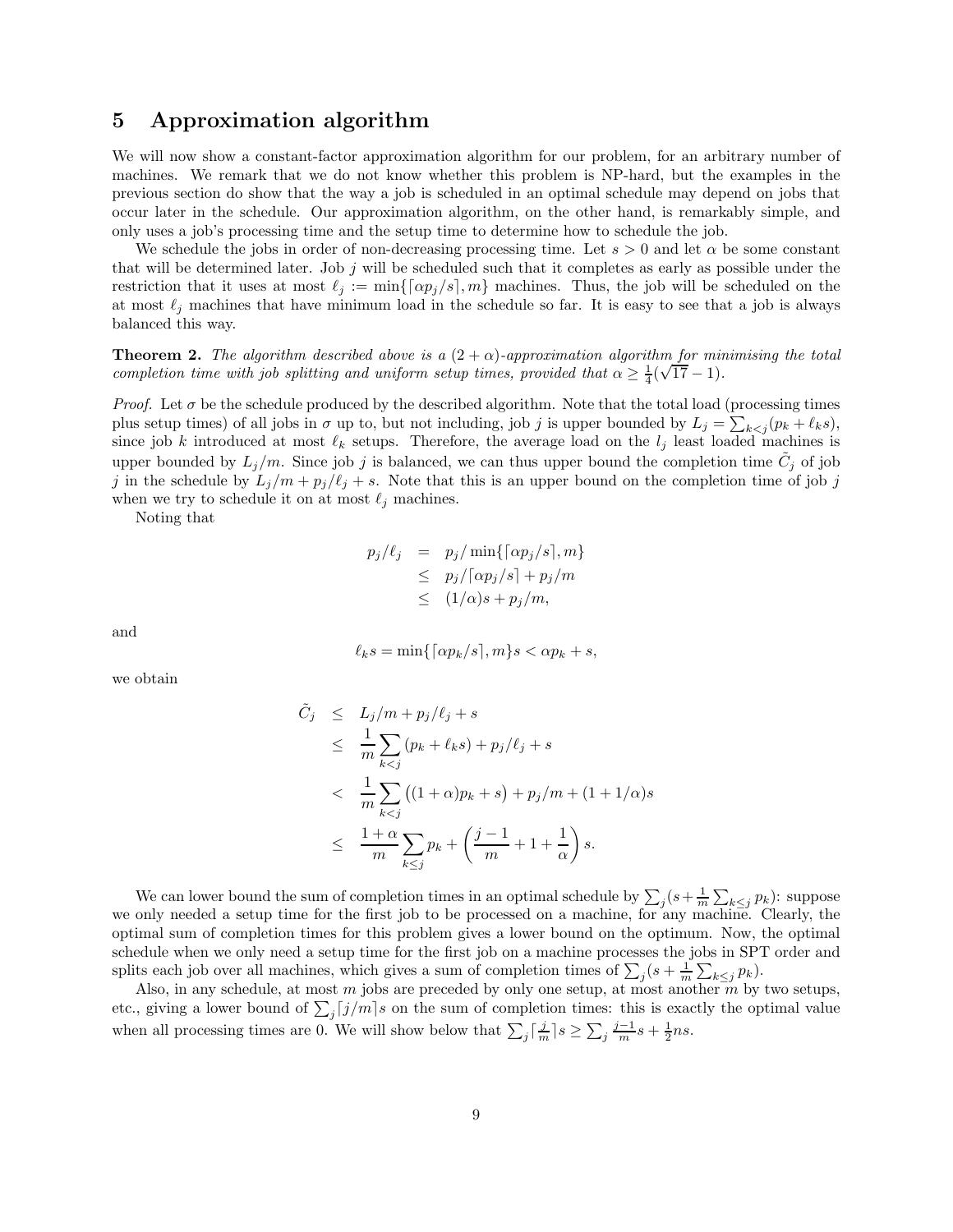## 5 Approximation algorithm

We will now show a constant-factor approximation algorithm for our problem, for an arbitrary number of machines. We remark that we do not know whether this problem is NP-hard, but the examples in the previous section do show that the way a job is scheduled in an optimal schedule may depend on jobs that occur later in the schedule. Our approximation algorithm, on the other hand, is remarkably simple, and only uses a job's processing time and the setup time to determine how to schedule the job.

We schedule the jobs in order of non-decreasing processing time. Let $s > 0$ and let $\alpha$ be some constant that will be determined later. Job $j$ will be scheduled such that it completes as early as possible under the restriction that it uses at most $\ell_j := \min\{\lceil \alpha p_j/s \rceil, m\}$ machines. Thus, the job will be scheduled on the at most $\ell_j$ machines that have minimum load in the schedule so far. It is easy to see that a job is always balanced this way.

**Theorem 2.** *The algorithm described above is a $(2+\alpha)$-approximation algorithm for minimising the total completion time with job splitting and uniform setup times, provided that $\alpha \geq \frac{1}{4}(\sqrt{17}-1)$.*

*Proof.* Let $\sigma$ be the schedule produced by the described algorithm. Note that the total load (processing times plus setup times) of all jobs in $\sigma$ up to, but not including, job $j$ is upper bounded by $L_j = \sum_{k<j}(p_k + \ell_k s)$, since job $k$ introduced at most $\ell_k$ setups. Therefore, the average load on the $l_j$ least loaded machines is upper bounded by $L_j/m$. Since job $j$ is balanced, we can thus upper bound the completion time $\tilde{C}_j$ of job $j$ in the schedule by $L_j/m + p_j/\ell_j + s$. Note that this is an upper bound on the completion time of job $j$ when we try to schedule it on at most $\ell_j$ machines.

Noting that

$$
\begin{aligned}
p_j/\ell_j &= p_j/\min\{\lceil \alpha p_j/s \rceil, m\} \\
&\leq p_j/\lceil \alpha p_j/s \rceil + p_j/m \\
&\leq (1/\alpha)s + p_j/m,
\end{aligned}
$$

and

$$\ell_k s = \min\{\lceil \alpha p_k/s \rceil, m\} s < \alpha p_k + s,$$

we obtain

$$
\begin{aligned}
\tilde{C}_j &\leq L_j/m + p_j/\ell_j + s \\
&\leq \frac{1}{m}\sum_{k<j}(p_k + \ell_k s) + p_j/\ell_j + s \\
&< \frac{1}{m}\sum_{k<j}\big((1+\alpha)p_k + s\big) + p_j/m + (1+1/\alpha)s \\
&\leq \frac{1+\alpha}{m}\sum_{k\leq j} p_k + \left(\frac{j-1}{m} + 1 + \frac{1}{\alpha}\right)s.
\end{aligned}
$$

We can lower bound the sum of completion times in an optimal schedule by $\sum_j (s + \frac{1}{m}\sum_{k\leq j} p_k)$: suppose we only needed a setup time for the first job to be processed on a machine, for any machine. Clearly, the optimal sum of completion times for this problem gives a lower bound on the optimum. Now, the optimal schedule when we only need a setup time for the first job on a machine processes the jobs in SPT order and splits each job over all machines, which gives a sum of completion times of $\sum_j (s + \frac{1}{m}\sum_{k\leq j} p_k)$.

Also, in any schedule, at most $m$ jobs are preceded by only one setup, at most another $m$ by two setups, etc., giving a lower bound of $\sum_j \lceil j/m \rceil s$ on the sum of completion times: this is exactly the optimal value when all processing times are 0. We will show below that $\sum_j \lceil \frac{j}{m} \rceil s \geq \sum_j \frac{j-1}{m} s + \frac{1}{2} ns$.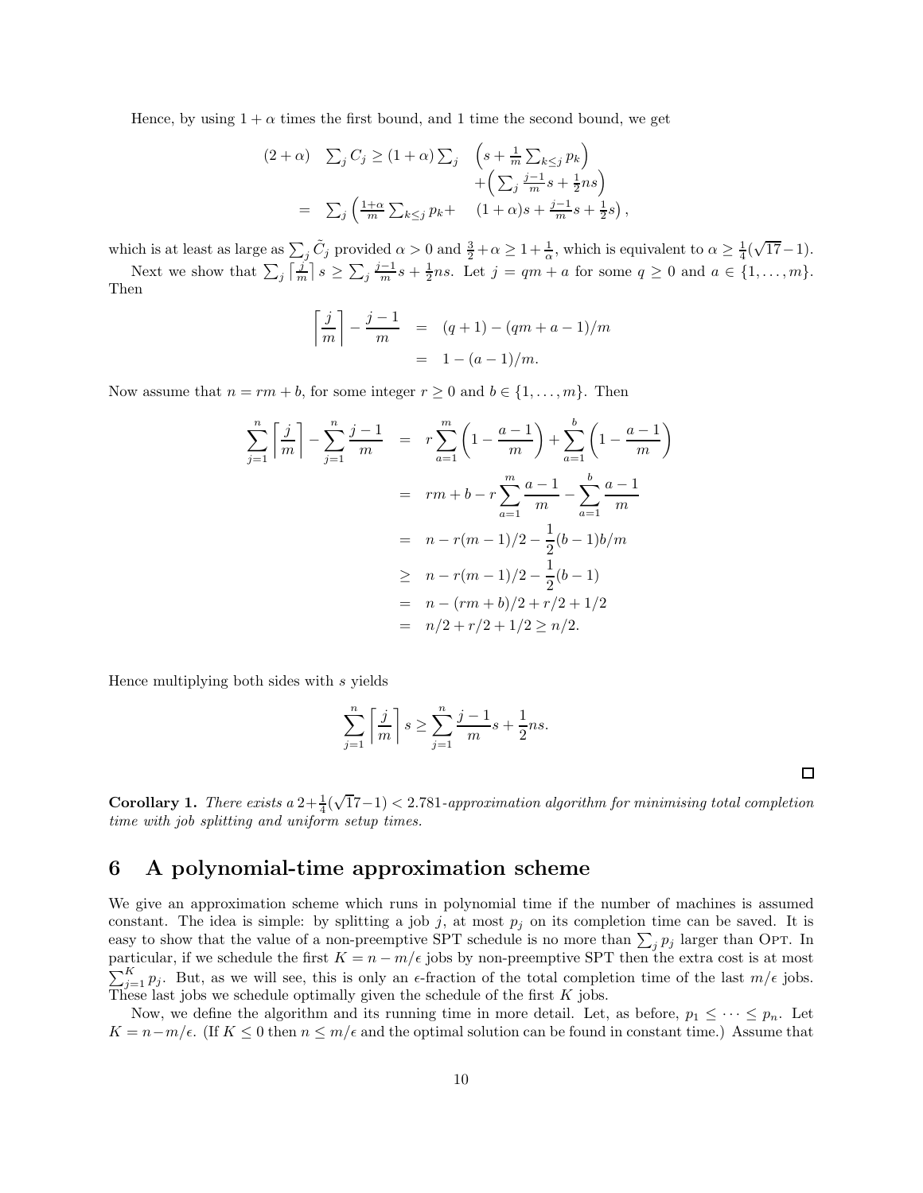Hence, by using $1+\alpha$ times the first bound, and 1 time the second bound, we get

$$
\begin{aligned}
(2+\alpha) \quad \sum_j C_j &\geq (1+\alpha)\sum_j \quad \left(s + \frac{1}{m}\sum_{k\leq j} p_k\right) \\
&\qquad + \left(\sum_j \frac{j-1}{m}s + \frac{1}{2}ns\right) \\
&= \sum_j \left(\frac{1+\alpha}{m}\sum_{k\leq j} p_k + \quad (1+\alpha)s + \frac{j-1}{m}s + \frac{1}{2}s\right),
\end{aligned}
$$

which is at least as large as $\sum_j \tilde{C}_j$ provided $\alpha > 0$ and $\frac{3}{2}+\alpha \geq 1+\frac{1}{\alpha}$, which is equivalent to $\alpha \geq \frac{1}{4}(\sqrt{17}-1)$.

Next we show that $\sum_j \lceil \frac{j}{m} \rceil s \geq \sum_j \frac{j-1}{m}s + \frac{1}{2}ns$. Let $j = qm+a$ for some $q \geq 0$ and $a \in \{1,\ldots,m\}$. Then

$$
\begin{aligned}
\left\lceil \frac{j}{m} \right\rceil - \frac{j-1}{m} &= (q+1) - (qm+a-1)/m \\
&= 1 - (a-1)/m.
\end{aligned}
$$

Now assume that $n = rm+b$, for some integer $r \geq 0$ and $b \in \{1,\ldots,m\}$. Then

$$
\begin{aligned}
\sum_{j=1}^{n} \left\lceil \frac{j}{m} \right\rceil - \sum_{j=1}^{n} \frac{j-1}{m} &= r\sum_{a=1}^{m}\left(1 - \frac{a-1}{m}\right) + \sum_{a=1}^{b}\left(1-\frac{a-1}{m}\right) \\
&= rm + b - r\sum_{a=1}^{m}\frac{a-1}{m} - \sum_{a=1}^{b}\frac{a-1}{m} \\
&= n - r(m-1)/2 - \frac{1}{2}(b-1)b/m \\
&\geq n - r(m-1)/2 - \frac{1}{2}(b-1) \\
&= n - (rm+b)/2 + r/2 + 1/2 \\
&= n/2 + r/2 + 1/2 \geq n/2.
\end{aligned}
$$

Hence multiplying both sides with $s$ yields

$$
\sum_{j=1}^{n} \left\lceil \frac{j}{m} \right\rceil s \geq \sum_{j=1}^{n} \frac{j-1}{m}s + \frac{1}{2}ns.
$$

□

**Corollary 1.** *There exists a* $2+\frac{1}{4}(\sqrt{17}-1) < 2.781$*-approximation algorithm for minimising total completion time with job splitting and uniform setup times.*

# 6 A polynomial-time approximation scheme

We give an approximation scheme which runs in polynomial time if the number of machines is assumed constant. The idea is simple: by splitting a job $j$, at most $p_j$ on its completion time can be saved. It is easy to show that the value of a non-preemptive SPT schedule is no more than $\sum_j p_j$ larger than OPT. In particular, if we schedule the first $K = n - m/\epsilon$ jobs by non-preemptive SPT then the extra cost is at most $\sum_{j=1}^{K} p_j$. But, as we will see, this is only an $\epsilon$-fraction of the total completion time of the last $m/\epsilon$ jobs. These last jobs we schedule optimally given the schedule of the first $K$ jobs.

Now, we define the algorithm and its running time in more detail. Let, as before, $p_1 \leq \cdots \leq p_n$. Let $K = n - m/\epsilon$. (If $K \leq 0$ then $n \leq m/\epsilon$ and the optimal solution can be found in constant time.) Assume that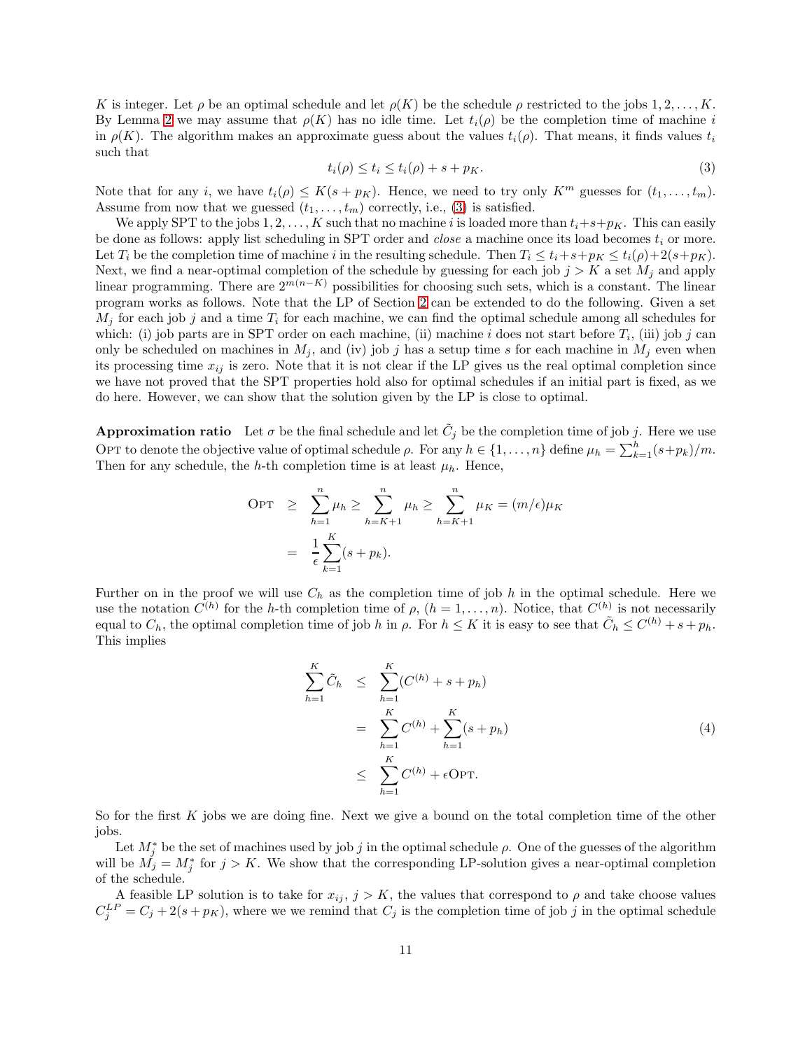$K$ is integer. Let $\rho$ be an optimal schedule and let $\rho(K)$ be the schedule $\rho$ restricted to the jobs $1, 2, \ldots, K$. By Lemma 2 we may assume that $\rho(K)$ has no idle time. Let $t_i(\rho)$ be the completion time of machine $i$ in $\rho(K)$. The algorithm makes an approximate guess about the values $t_i(\rho)$. That means, it finds values $t_i$ such that

$$t_i(\rho) \leq t_i \leq t_i(\rho) + s + p_K. \tag{3}$$

Note that for any $i$, we have $t_i(\rho) \leq K(s + p_K)$. Hence, we need to try only $K^m$ guesses for $(t_1, \ldots, t_m)$. Assume from now that we guessed $(t_1, \ldots, t_m)$ correctly, i.e., (3) is satisfied.

We apply SPT to the jobs $1, 2, \ldots, K$ such that no machine $i$ is loaded more than $t_i + s + p_K$. This can easily be done as follows: apply list scheduling in SPT order and *close* a machine once its load becomes $t_i$ or more. Let $T_i$ be the completion time of machine $i$ in the resulting schedule. Then $T_i \leq t_i + s + p_K \leq t_i(\rho) + 2(s + p_K)$. Next, we find a near-optimal completion of the schedule by guessing for each job $j > K$ a set $M_j$ and apply linear programming. There are $2^{m(n-K)}$ possibilities for choosing such sets, which is a constant. The linear program works as follows. Note that the LP of Section 2 can be extended to do the following. Given a set $M_j$ for each job $j$ and a time $T_i$ for each machine, we can find the optimal schedule among all schedules for which: (i) job parts are in SPT order on each machine, (ii) machine $i$ does not start before $T_i$, (iii) job $j$ can only be scheduled on machines in $M_j$, and (iv) job $j$ has a setup time $s$ for each machine in $M_j$ even when its processing time $x_{ij}$ is zero. Note that it is not clear if the LP gives us the real optimal completion since we have not proved that the SPT properties hold also for optimal schedules if an initial part is fixed, as we do here. However, we can show that the solution given by the LP is close to optimal.

**Approximation ratio** Let $\sigma$ be the final schedule and let $\tilde{C}_j$ be the completion time of job $j$. Here we use OPT to denote the objective value of optimal schedule $\rho$. For any $h \in \{1, \ldots, n\}$ define $\mu_h = \sum_{k=1}^{h}(s + p_k)/m$. Then for any schedule, the $h$-th completion time is at least $\mu_h$. Hence,

$$\begin{aligned}
\text{OPT} &\geq \sum_{h=1}^{n} \mu_h \geq \sum_{h=K+1}^{n} \mu_h \geq \sum_{h=K+1}^{n} \mu_K = (m/\epsilon)\mu_K \\
&= \frac{1}{\epsilon} \sum_{k=1}^{K} (s + p_k).
\end{aligned}$$

Further on in the proof we will use $C_h$ as the completion time of job $h$ in the optimal schedule. Here we use the notation $C^{(h)}$ for the $h$-th completion time of $\rho$, $(h = 1, \ldots, n)$. Notice, that $C^{(h)}$ is not necessarily equal to $C_h$, the optimal completion time of job $h$ in $\rho$. For $h \leq K$ it is easy to see that $\tilde{C}_h \leq C^{(h)} + s + p_h$. This implies

$$\begin{aligned}
\sum_{h=1}^{K} \tilde{C}_h &\leq \sum_{h=1}^{K} (C^{(h)} + s + p_h) \\
&= \sum_{h=1}^{K} C^{(h)} + \sum_{h=1}^{K} (s + p_h) \\
&\leq \sum_{h=1}^{K} C^{(h)} + \epsilon \text{OPT}.
\end{aligned} \tag{4}$$

So for the first $K$ jobs we are doing fine. Next we give a bound on the total completion time of the other jobs.

Let $M_j^*$ be the set of machines used by job $j$ in the optimal schedule $\rho$. One of the guesses of the algorithm will be $M_j = M_j^*$ for $j > K$. We show that the corresponding LP-solution gives a near-optimal completion of the schedule.

A feasible LP solution is to take for $x_{ij}$, $j > K$, the values that correspond to $\rho$ and take choose values $C_j^{LP} = C_j + 2(s + p_K)$, where we we remind that $C_j$ is the completion time of job $j$ in the optimal schedule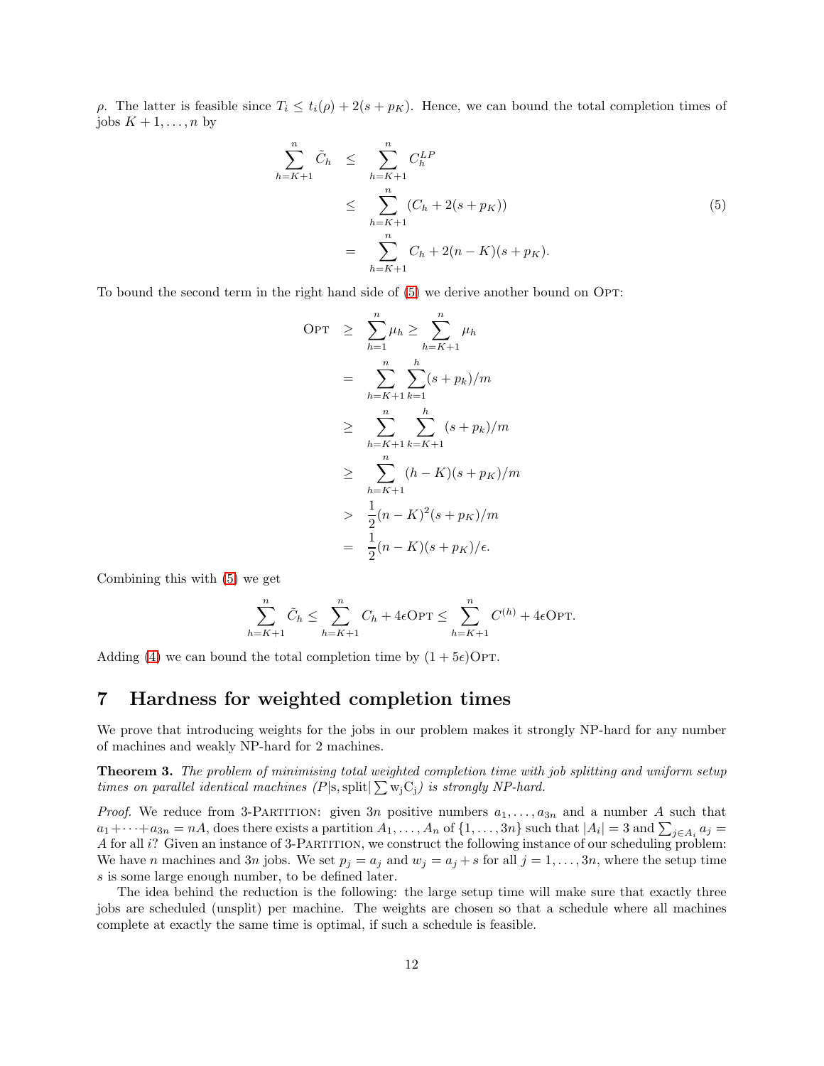$\rho$. The latter is feasible since $T_i \leq t_i(\rho) + 2(s + p_K)$. Hence, we can bound the total completion times of jobs $K+1, \ldots, n$ by

$$
\begin{aligned}
\sum_{h=K+1}^{n} \tilde{C}_h &\leq \sum_{h=K+1}^{n} C_h^{LP} \\
&\leq \sum_{h=K+1}^{n} (C_h + 2(s + p_K)) \\
&= \sum_{h=K+1}^{n} C_h + 2(n-K)(s + p_K).
\end{aligned}
\tag{5}
$$

To bound the second term in the right hand side of (5) we derive another bound on Opt:

$$
\begin{aligned}
\text{Opt} &\geq \sum_{h=1}^{n} \mu_h \geq \sum_{h=K+1}^{n} \mu_h \\
&= \sum_{h=K+1}^{n} \sum_{k=1}^{h} (s + p_k)/m \\
&\geq \sum_{h=K+1}^{n} \sum_{k=K+1}^{h} (s + p_k)/m \\
&\geq \sum_{h=K+1}^{n} (h-K)(s + p_K)/m \\
&> \frac{1}{2}(n-K)^2(s + p_K)/m \\
&= \frac{1}{2}(n-K)(s + p_K)/\epsilon.
\end{aligned}
$$

Combining this with (5) we get

$$
\sum_{h=K+1}^{n} \tilde{C}_h \leq \sum_{h=K+1}^{n} C_h + 4\epsilon\text{Opt} \leq \sum_{h=K+1}^{n} C^{(h)} + 4\epsilon\text{Opt}.
$$

Adding (4) we can bound the total completion time by $(1 + 5\epsilon)\text{Opt}$.

# 7 Hardness for weighted completion times

We prove that introducing weights for the jobs in our problem makes it strongly NP-hard for any number of machines and weakly NP-hard for 2 machines.

**Theorem 3.** *The problem of minimising total weighted completion time with job splitting and uniform setup times on parallel identical machines ($P|\text{s}, \text{split}| \sum \text{w}_\text{j}\text{C}_\text{j}$) is strongly NP-hard.*

*Proof.* We reduce from 3-Partition: given $3n$ positive numbers $a_1, \ldots, a_{3n}$ and a number $A$ such that $a_1 + \cdots + a_{3n} = nA$, does there exists a partition $A_1, \ldots, A_n$ of $\{1, \ldots, 3n\}$ such that $|A_i| = 3$ and $\sum_{j \in A_i} a_j = A$ for all $i$? Given an instance of 3-Partition, we construct the following instance of our scheduling problem: We have $n$ machines and $3n$ jobs. We set $p_j = a_j$ and $w_j = a_j + s$ for all $j = 1, \ldots, 3n$, where the setup time $s$ is some large enough number, to be defined later.

The idea behind the reduction is the following: the large setup time will make sure that exactly three jobs are scheduled (unsplit) per machine. The weights are chosen so that a schedule where all machines complete at exactly the same time is optimal, if such a schedule is feasible.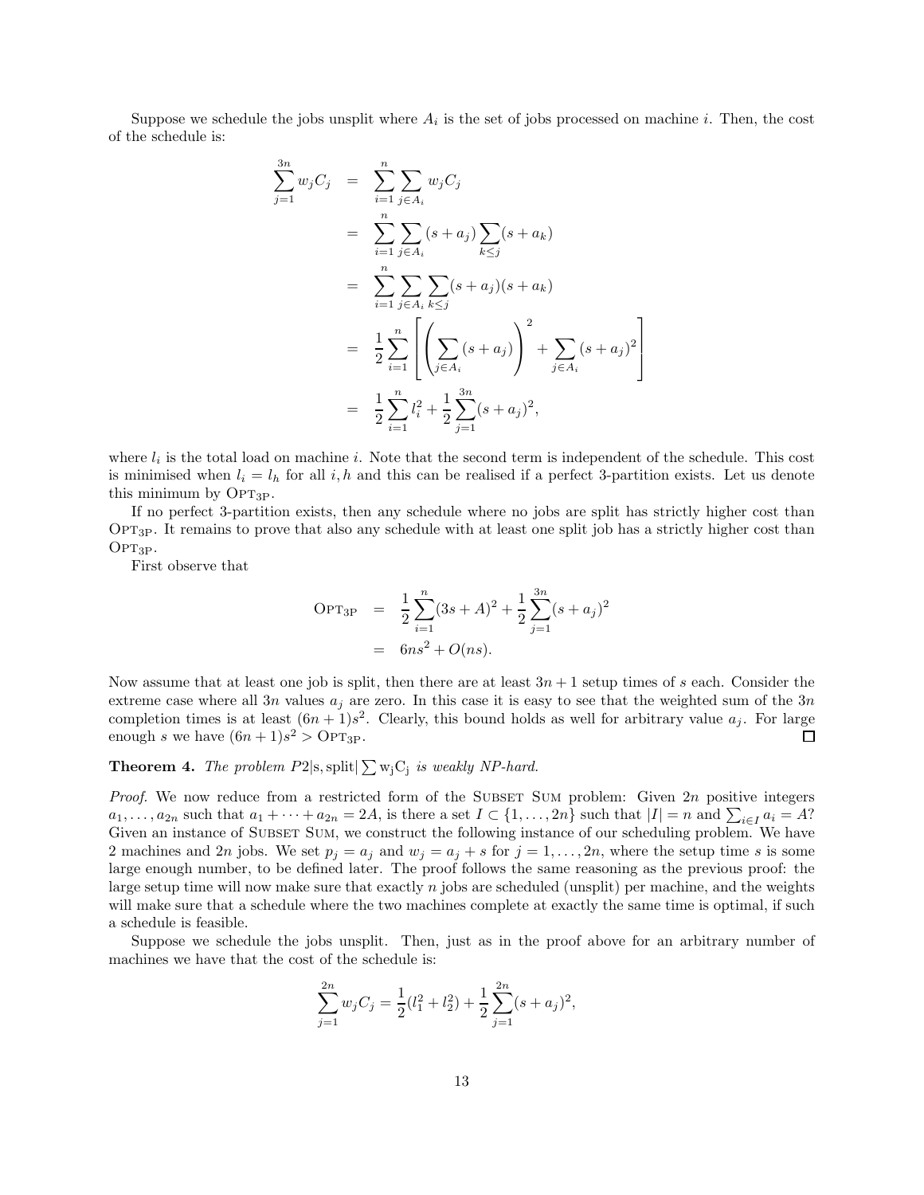Suppose we schedule the jobs unsplit where $A_i$ is the set of jobs processed on machine $i$. Then, the cost of the schedule is:

$$
\begin{aligned}
\sum_{j=1}^{3n} w_j C_j &= \sum_{i=1}^{n} \sum_{j \in A_i} w_j C_j \\
&= \sum_{i=1}^{n} \sum_{j \in A_i} (s + a_j) \sum_{k \leq j} (s + a_k) \\
&= \sum_{i=1}^{n} \sum_{j \in A_i} \sum_{k \leq j} (s + a_j)(s + a_k) \\
&= \frac{1}{2} \sum_{i=1}^{n} \left[ \left( \sum_{j \in A_i} (s + a_j) \right)^2 + \sum_{j \in A_i} (s + a_j)^2 \right] \\
&= \frac{1}{2} \sum_{i=1}^{n} l_i^2 + \frac{1}{2} \sum_{j=1}^{3n} (s + a_j)^2,
\end{aligned}
$$

where $l_i$ is the total load on machine $i$. Note that the second term is independent of the schedule. This cost is minimised when $l_i = l_h$ for all $i, h$ and this can be realised if a perfect 3-partition exists. Let us denote this minimum by $\text{OPT}_{3\text{P}}$.

If no perfect 3-partition exists, then any schedule where no jobs are split has strictly higher cost than $\text{OPT}_{3\text{P}}$. It remains to prove that also any schedule with at least one split job has a strictly higher cost than $\text{OPT}_{3\text{P}}$.

First observe that

$$
\begin{aligned}
\text{OPT}_{3\text{P}} &= \frac{1}{2} \sum_{i=1}^{n} (3s + A)^2 + \frac{1}{2} \sum_{j=1}^{3n} (s + a_j)^2 \\
&= 6ns^2 + O(ns).
\end{aligned}
$$

Now assume that at least one job is split, then there are at least $3n + 1$ setup times of $s$ each. Consider the extreme case where all $3n$ values $a_j$ are zero. In this case it is easy to see that the weighted sum of the $3n$ completion times is at least $(6n + 1)s^2$. Clearly, this bound holds as well for arbitrary value $a_j$. For large enough $s$ we have $(6n + 1)s^2 > \text{OPT}_{3\text{P}}$. ☐

**Theorem 4.** *The problem $P2|\text{s}, \text{split}|\sum \text{w}_\text{j}\text{C}_\text{j}$ is weakly NP-hard.*

*Proof.* We now reduce from a restricted form of the Subset Sum problem: Given $2n$ positive integers $a_1, \ldots, a_{2n}$ such that $a_1 + \cdots + a_{2n} = 2A$, is there a set $I \subset \{1, \ldots, 2n\}$ such that $|I| = n$ and $\sum_{i \in I} a_i = A$? Given an instance of Subset Sum, we construct the following instance of our scheduling problem. We have 2 machines and $2n$ jobs. We set $p_j = a_j$ and $w_j = a_j + s$ for $j = 1, \ldots, 2n$, where the setup time $s$ is some large enough number, to be defined later. The proof follows the same reasoning as the previous proof: the large setup time will now make sure that exactly $n$ jobs are scheduled (unsplit) per machine, and the weights will make sure that a schedule where the two machines complete at exactly the same time is optimal, if such a schedule is feasible.

Suppose we schedule the jobs unsplit. Then, just as in the proof above for an arbitrary number of machines we have that the cost of the schedule is:

$$
\sum_{j=1}^{2n} w_j C_j = \frac{1}{2}(l_1^2 + l_2^2) + \frac{1}{2} \sum_{j=1}^{2n} (s + a_j)^2,
$$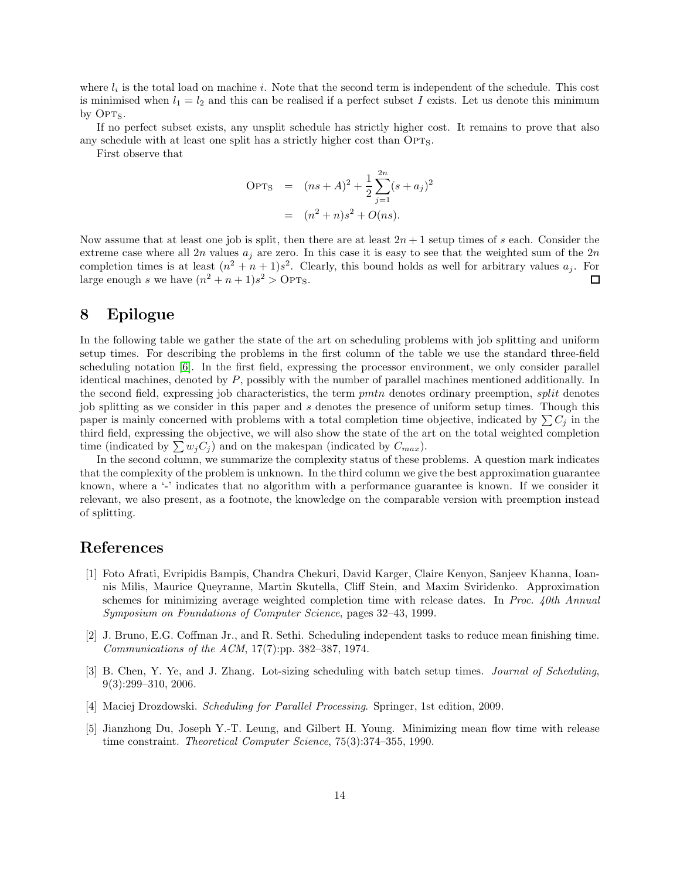where $l_i$ is the total load on machine $i$. Note that the second term is independent of the schedule. This cost is minimised when $l_1 = l_2$ and this can be realised if a perfect subset $I$ exists. Let us denote this minimum by $\text{OPT}_\text{S}$.

If no perfect subset exists, any unsplit schedule has strictly higher cost. It remains to prove that also any schedule with at least one split has a strictly higher cost than $\text{OPT}_\text{S}$.

First observe that

$$
\begin{aligned}
\text{OPT}_\text{S} &= (ns + A)^2 + \frac{1}{2}\sum_{j=1}^{2n}(s + a_j)^2 \\
&= (n^2 + n)s^2 + O(ns).
\end{aligned}
$$

Now assume that at least one job is split, then there are at least $2n + 1$ setup times of $s$ each. Consider the extreme case where all $2n$ values $a_j$ are zero. In this case it is easy to see that the weighted sum of the $2n$ completion times is at least $(n^2 + n + 1)s^2$. Clearly, this bound holds as well for arbitrary values $a_j$. For large enough $s$ we have $(n^2 + n + 1)s^2 > \text{OPT}_\text{S}$. □

## 8 Epilogue

In the following table we gather the state of the art on scheduling problems with job splitting and uniform setup times. For describing the problems in the first column of the table we use the standard three-field scheduling notation [6]. In the first field, expressing the processor environment, we only consider parallel identical machines, denoted by $P$, possibly with the number of parallel machines mentioned additionally. In the second field, expressing job characteristics, the term *pmtn* denotes ordinary preemption, *split* denotes job splitting as we consider in this paper and $s$ denotes the presence of uniform setup times. Though this paper is mainly concerned with problems with a total completion time objective, indicated by $\sum C_j$ in the third field, expressing the objective, we will also show the state of the art on the total weighted completion time (indicated by $\sum w_j C_j$) and on the makespan (indicated by $C_{max}$).

In the second column, we summarize the complexity status of these problems. A question mark indicates that the complexity of the problem is unknown. In the third column we give the best approximation guarantee known, where a '-' indicates that no algorithm with a performance guarantee is known. If we consider it relevant, we also present, as a footnote, the knowledge on the comparable version with preemption instead of splitting.

## References

[1] Foto Afrati, Evripidis Bampis, Chandra Chekuri, David Karger, Claire Kenyon, Sanjeev Khanna, Ioannis Milis, Maurice Queyranne, Martin Skutella, Cliff Stein, and Maxim Sviridenko. Approximation schemes for minimizing average weighted completion time with release dates. In *Proc. 40th Annual Symposium on Foundations of Computer Science*, pages 32–43, 1999.

[2] J. Bruno, E.G. Coffman Jr., and R. Sethi. Scheduling independent tasks to reduce mean finishing time. *Communications of the ACM*, 17(7):pp. 382–387, 1974.

[3] B. Chen, Y. Ye, and J. Zhang. Lot-sizing scheduling with batch setup times. *Journal of Scheduling*, 9(3):299–310, 2006.

[4] Maciej Drozdowski. *Scheduling for Parallel Processing*. Springer, 1st edition, 2009.

[5] Jianzhong Du, Joseph Y.-T. Leung, and Gilbert H. Young. Minimizing mean flow time with release time constraint. *Theoretical Computer Science*, 75(3):374–355, 1990.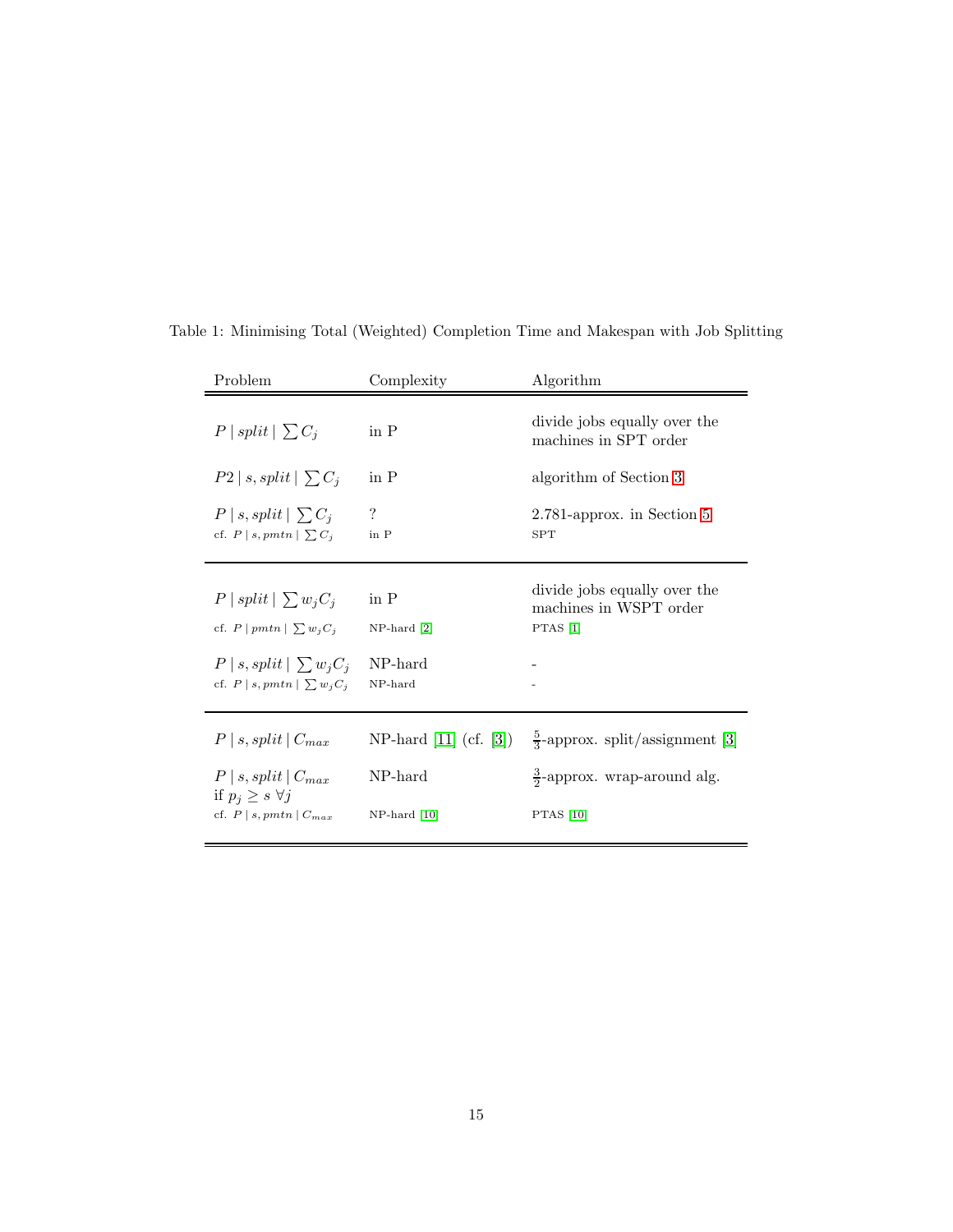Table 1: Minimising Total (Weighted) Completion Time and Makespan with Job Splitting

| Problem | Complexity | Algorithm |
| --- | --- | --- |
| $P \mid split \mid \sum C_j$ | in P | divide jobs equally over the machines in SPT order |
| $P2 \mid s, split \mid \sum C_j$ | in P | algorithm of Section 3 |
| $P \mid s, split \mid \sum C_j$ | ? | 2.781-approx. in Section 5 |
| cf. $P \mid s, pmtn \mid \sum C_j$ | in P | SPT |
| $P \mid split \mid \sum w_j C_j$ | in P | divide jobs equally over the machines in WSPT order |
| cf. $P \mid pmtn \mid \sum w_j C_j$ | NP-hard [2] | PTAS [1] |
| $P \mid s, split \mid \sum w_j C_j$ | NP-hard | - |
| cf. $P \mid s, pmtn \mid \sum w_j C_j$ | NP-hard | - |
| $P \mid s, split \mid C_{max}$ | NP-hard [11] (cf. [3]) | $\frac{5}{3}$-approx. split/assignment [3] |
| $P \mid s, split \mid C_{max}$ if $p_j \geq s \; \forall j$ | NP-hard | $\frac{3}{2}$-approx. wrap-around alg. |
| cf. $P \mid s, pmtn \mid C_{max}$ | NP-hard [10] | PTAS [10] |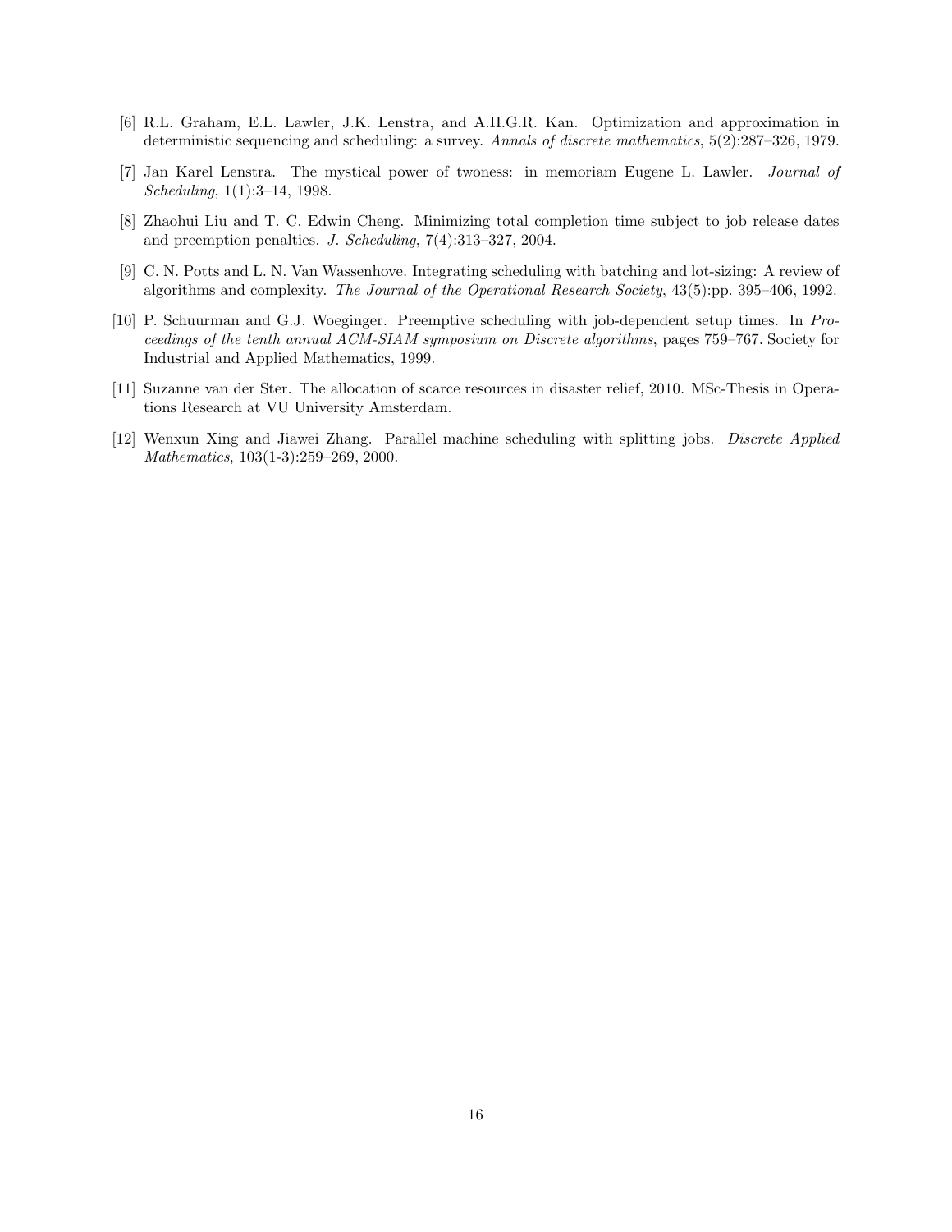[6] R.L. Graham, E.L. Lawler, J.K. Lenstra, and A.H.G.R. Kan. Optimization and approximation in deterministic sequencing and scheduling: a survey. *Annals of discrete mathematics*, 5(2):287–326, 1979.

[7] Jan Karel Lenstra. The mystical power of twoness: in memoriam Eugene L. Lawler. *Journal of Scheduling*, 1(1):3–14, 1998.

[8] Zhaohui Liu and T. C. Edwin Cheng. Minimizing total completion time subject to job release dates and preemption penalties. *J. Scheduling*, 7(4):313–327, 2004.

[9] C. N. Potts and L. N. Van Wassenhove. Integrating scheduling with batching and lot-sizing: A review of algorithms and complexity. *The Journal of the Operational Research Society*, 43(5):pp. 395–406, 1992.

[10] P. Schuurman and G.J. Woeginger. Preemptive scheduling with job-dependent setup times. In *Proceedings of the tenth annual ACM-SIAM symposium on Discrete algorithms*, pages 759–767. Society for Industrial and Applied Mathematics, 1999.

[11] Suzanne van der Ster. The allocation of scarce resources in disaster relief, 2010. MSc-Thesis in Operations Research at VU University Amsterdam.

[12] Wenxun Xing and Jiawei Zhang. Parallel machine scheduling with splitting jobs. *Discrete Applied Mathematics*, 103(1-3):259–269, 2000.